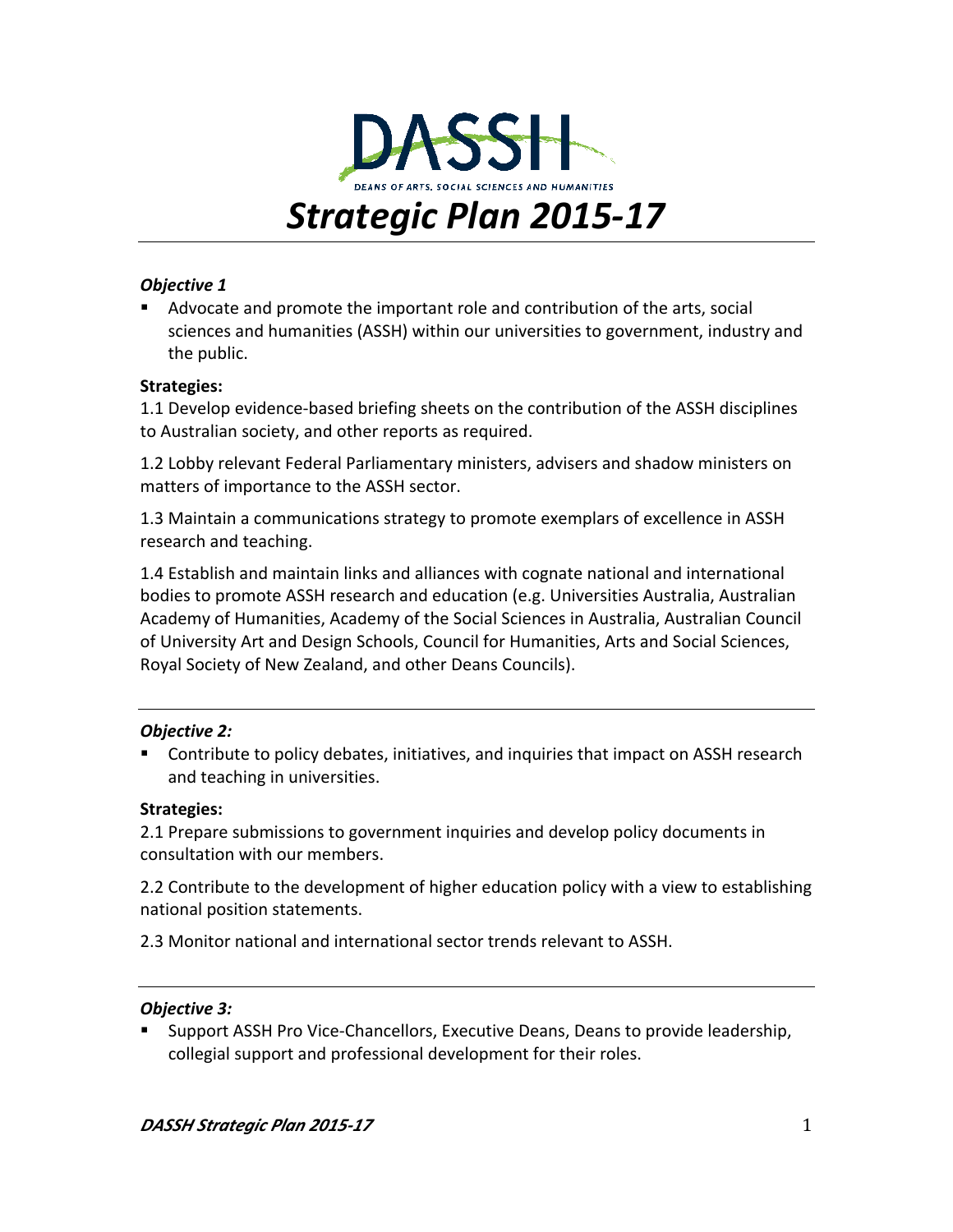DASSH

DEANS OF ARTS, SOCIAL SCIENCES AND HUMANITIES

# *Strategic Plan 2015-17*

***Objective 1***

- Advocate and promote the important role and contribution of the arts, social sciences and humanities (ASSH) within our universities to government, industry and the public.

**Strategies:**

1.1 Develop evidence-based briefing sheets on the contribution of the ASSH disciplines to Australian society, and other reports as required.

1.2 Lobby relevant Federal Parliamentary ministers, advisers and shadow ministers on matters of importance to the ASSH sector.

1.3 Maintain a communications strategy to promote exemplars of excellence in ASSH research and teaching.

1.4 Establish and maintain links and alliances with cognate national and international bodies to promote ASSH research and education (e.g. Universities Australia, Australian Academy of Humanities, Academy of the Social Sciences in Australia, Australian Council of University Art and Design Schools, Council for Humanities, Arts and Social Sciences, Royal Society of New Zealand, and other Deans Councils).

---

***Objective 2:***

- Contribute to policy debates, initiatives, and inquiries that impact on ASSH research and teaching in universities.

**Strategies:**

2.1 Prepare submissions to government inquiries and develop policy documents in consultation with our members.

2.2 Contribute to the development of higher education policy with a view to establishing national position statements.

2.3 Monitor national and international sector trends relevant to ASSH.

---

***Objective 3:***

- Support ASSH Pro Vice-Chancellors, Executive Deans, Deans to provide leadership, collegial support and professional development for their roles.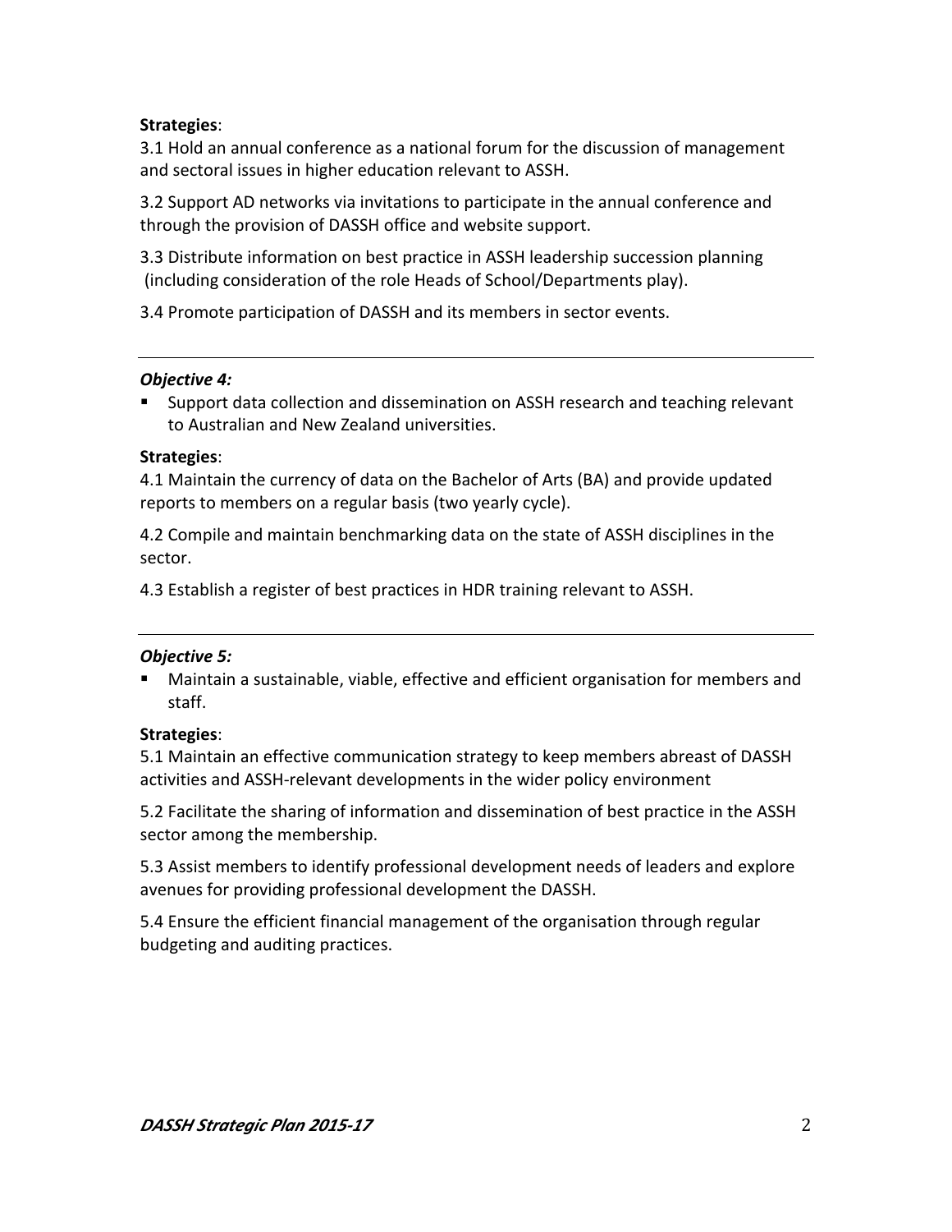**Strategies**:

3.1 Hold an annual conference as a national forum for the discussion of management and sectoral issues in higher education relevant to ASSH.

3.2 Support AD networks via invitations to participate in the annual conference and through the provision of DASSH office and website support.

3.3 Distribute information on best practice in ASSH leadership succession planning (including consideration of the role Heads of School/Departments play).

3.4 Promote participation of DASSH and its members in sector events.

---

***Objective 4:***

- Support data collection and dissemination on ASSH research and teaching relevant to Australian and New Zealand universities.

**Strategies**:

4.1 Maintain the currency of data on the Bachelor of Arts (BA) and provide updated reports to members on a regular basis (two yearly cycle).

4.2 Compile and maintain benchmarking data on the state of ASSH disciplines in the sector.

4.3 Establish a register of best practices in HDR training relevant to ASSH.

---

***Objective 5:***

- Maintain a sustainable, viable, effective and efficient organisation for members and staff.

**Strategies**:

5.1 Maintain an effective communication strategy to keep members abreast of DASSH activities and ASSH-relevant developments in the wider policy environment

5.2 Facilitate the sharing of information and dissemination of best practice in the ASSH sector among the membership.

5.3 Assist members to identify professional development needs of leaders and explore avenues for providing professional development the DASSH.

5.4 Ensure the efficient financial management of the organisation through regular budgeting and auditing practices.